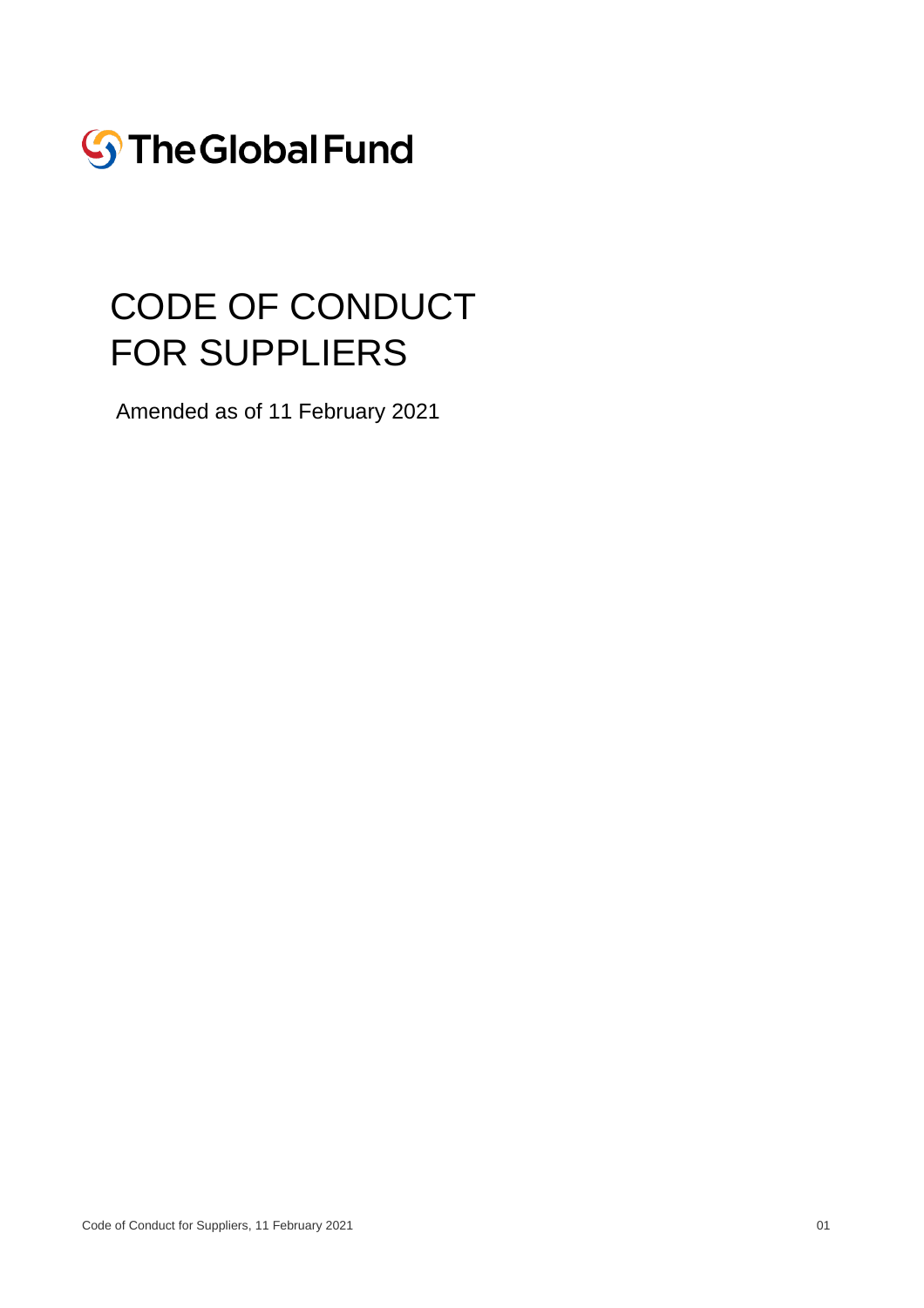The Global Fund

# CODE OF CONDUCT FOR SUPPLIERS

Amended as of 11 February 2021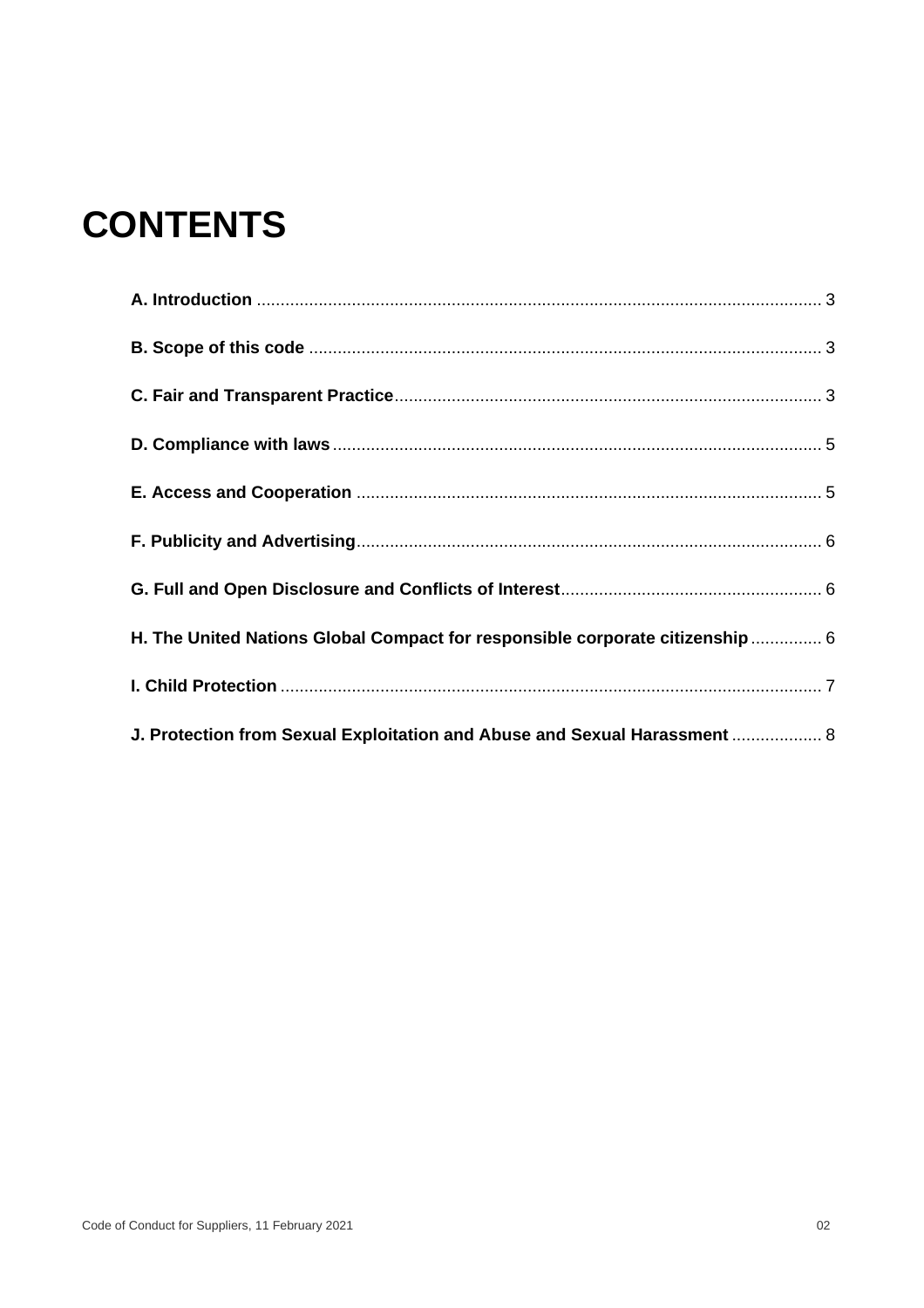# CONTENTS

**A. Introduction** ........................................................................................................................ 3

**B. Scope of this code** ................................................................................................................ 3

**C. Fair and Transparent Practice** .............................................................................................. 3

**D. Compliance with laws** ........................................................................................................... 5

**E. Access and Cooperation** ...................................................................................................... 5

**F. Publicity and Advertising** ....................................................................................................... 6

**G. Full and Open Disclosure and Conflicts of Interest** ........................................................... 6

**H. The United Nations Global Compact for responsible corporate citizenship** ............... 6

**I. Child Protection** ...................................................................................................................... 7

**J. Protection from Sexual Exploitation and Abuse and Sexual Harassment** ................... 8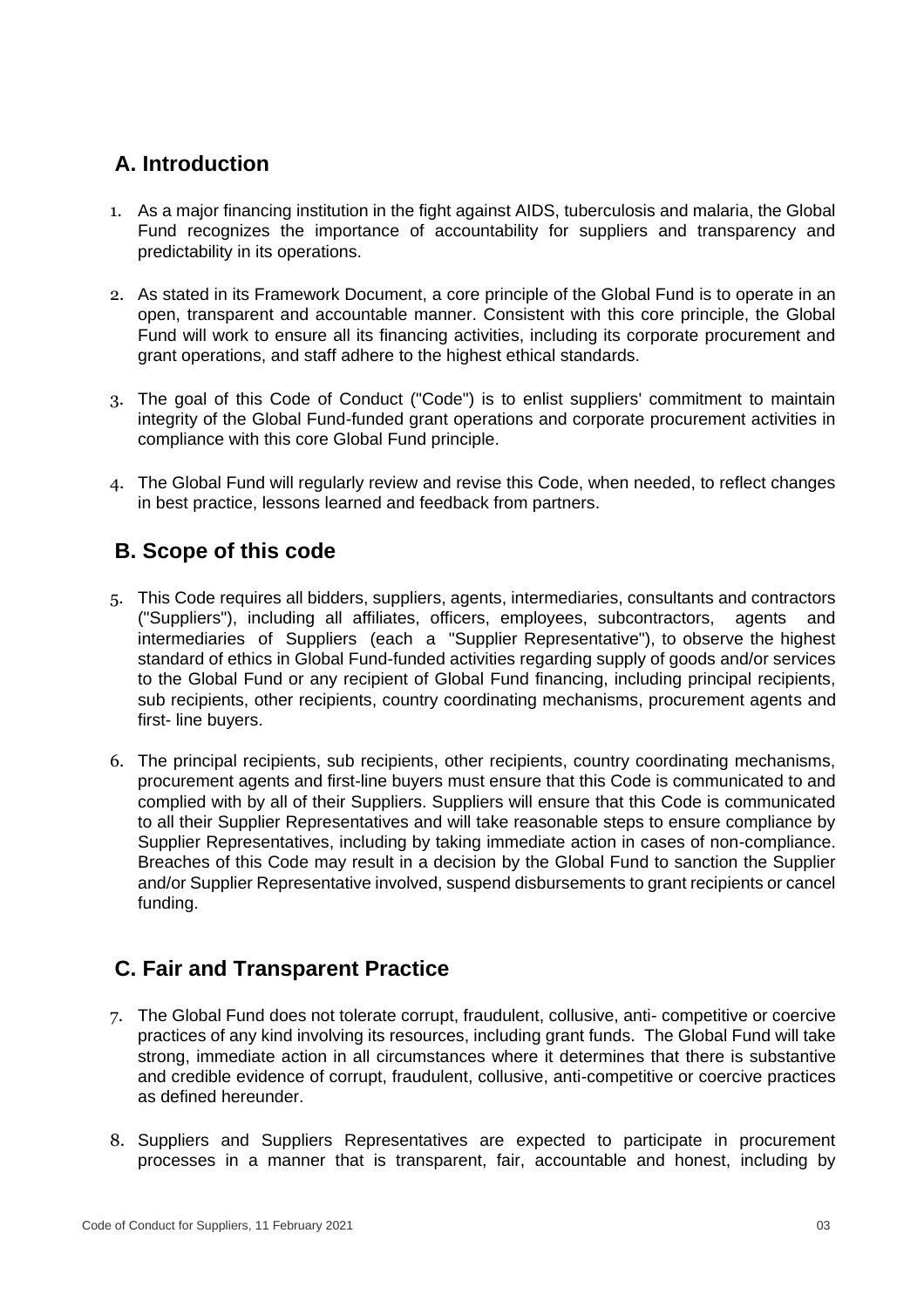## A. Introduction

1. As a major financing institution in the fight against AIDS, tuberculosis and malaria, the Global Fund recognizes the importance of accountability for suppliers and transparency and predictability in its operations.

2. As stated in its Framework Document, a core principle of the Global Fund is to operate in an open, transparent and accountable manner. Consistent with this core principle, the Global Fund will work to ensure all its financing activities, including its corporate procurement and grant operations, and staff adhere to the highest ethical standards.

3. The goal of this Code of Conduct ("Code") is to enlist suppliers' commitment to maintain integrity of the Global Fund-funded grant operations and corporate procurement activities in compliance with this core Global Fund principle.

4. The Global Fund will regularly review and revise this Code, when needed, to reflect changes in best practice, lessons learned and feedback from partners.

## B. Scope of this code

5. This Code requires all bidders, suppliers, agents, intermediaries, consultants and contractors ("Suppliers"), including all affiliates, officers, employees, subcontractors, agents and intermediaries of Suppliers (each a "Supplier Representative"), to observe the highest standard of ethics in Global Fund-funded activities regarding supply of goods and/or services to the Global Fund or any recipient of Global Fund financing, including principal recipients, sub recipients, other recipients, country coordinating mechanisms, procurement agents and first- line buyers.

6. The principal recipients, sub recipients, other recipients, country coordinating mechanisms, procurement agents and first-line buyers must ensure that this Code is communicated to and complied with by all of their Suppliers. Suppliers will ensure that this Code is communicated to all their Supplier Representatives and will take reasonable steps to ensure compliance by Supplier Representatives, including by taking immediate action in cases of non-compliance. Breaches of this Code may result in a decision by the Global Fund to sanction the Supplier and/or Supplier Representative involved, suspend disbursements to grant recipients or cancel funding.

## C. Fair and Transparent Practice

7. The Global Fund does not tolerate corrupt, fraudulent, collusive, anti- competitive or coercive practices of any kind involving its resources, including grant funds. The Global Fund will take strong, immediate action in all circumstances where it determines that there is substantive and credible evidence of corrupt, fraudulent, collusive, anti-competitive or coercive practices as defined hereunder.

8. Suppliers and Suppliers Representatives are expected to participate in procurement processes in a manner that is transparent, fair, accountable and honest, including by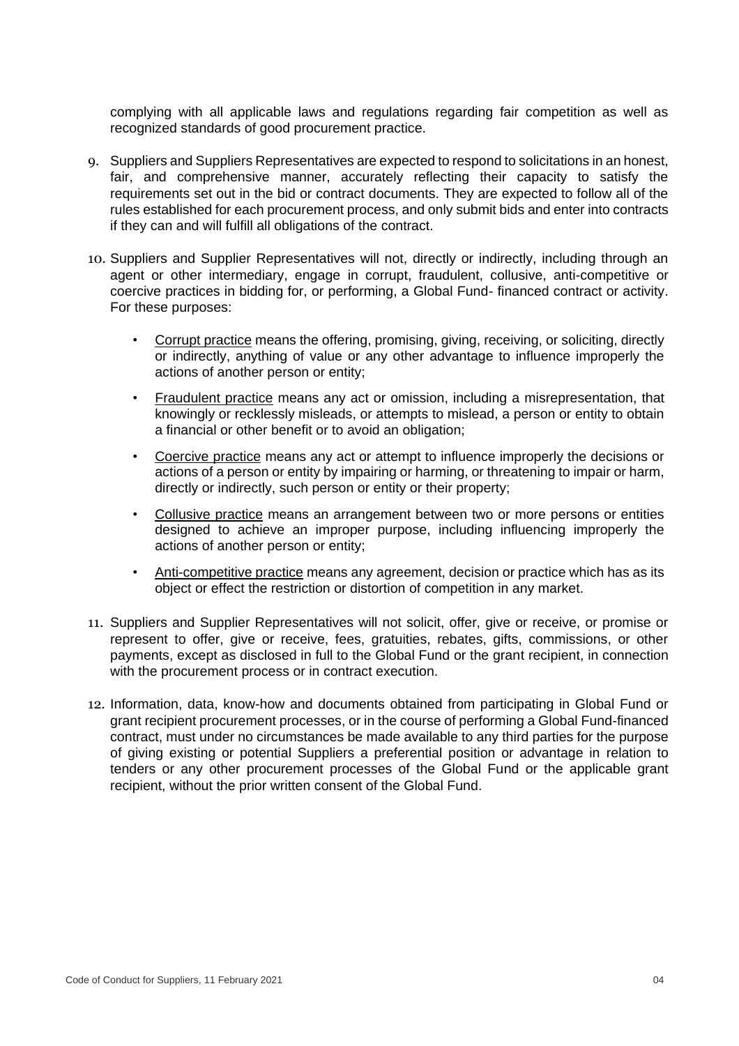complying with all applicable laws and regulations regarding fair competition as well as recognized standards of good procurement practice.

9. Suppliers and Suppliers Representatives are expected to respond to solicitations in an honest, fair, and comprehensive manner, accurately reflecting their capacity to satisfy the requirements set out in the bid or contract documents. They are expected to follow all of the rules established for each procurement process, and only submit bids and enter into contracts if they can and will fulfill all obligations of the contract.

10. Suppliers and Supplier Representatives will not, directly or indirectly, including through an agent or other intermediary, engage in corrupt, fraudulent, collusive, anti-competitive or coercive practices in bidding for, or performing, a Global Fund- financed contract or activity. For these purposes:

    - Corrupt practice means the offering, promising, giving, receiving, or soliciting, directly or indirectly, anything of value or any other advantage to influence improperly the actions of another person or entity;
    - Fraudulent practice means any act or omission, including a misrepresentation, that knowingly or recklessly misleads, or attempts to mislead, a person or entity to obtain a financial or other benefit or to avoid an obligation;
    - Coercive practice means any act or attempt to influence improperly the decisions or actions of a person or entity by impairing or harming, or threatening to impair or harm, directly or indirectly, such person or entity or their property;
    - Collusive practice means an arrangement between two or more persons or entities designed to achieve an improper purpose, including influencing improperly the actions of another person or entity;
    - Anti-competitive practice means any agreement, decision or practice which has as its object or effect the restriction or distortion of competition in any market.

11. Suppliers and Supplier Representatives will not solicit, offer, give or receive, or promise or represent to offer, give or receive, fees, gratuities, rebates, gifts, commissions, or other payments, except as disclosed in full to the Global Fund or the grant recipient, in connection with the procurement process or in contract execution.

12. Information, data, know-how and documents obtained from participating in Global Fund or grant recipient procurement processes, or in the course of performing a Global Fund-financed contract, must under no circumstances be made available to any third parties for the purpose of giving existing or potential Suppliers a preferential position or advantage in relation to tenders or any other procurement processes of the Global Fund or the applicable grant recipient, without the prior written consent of the Global Fund.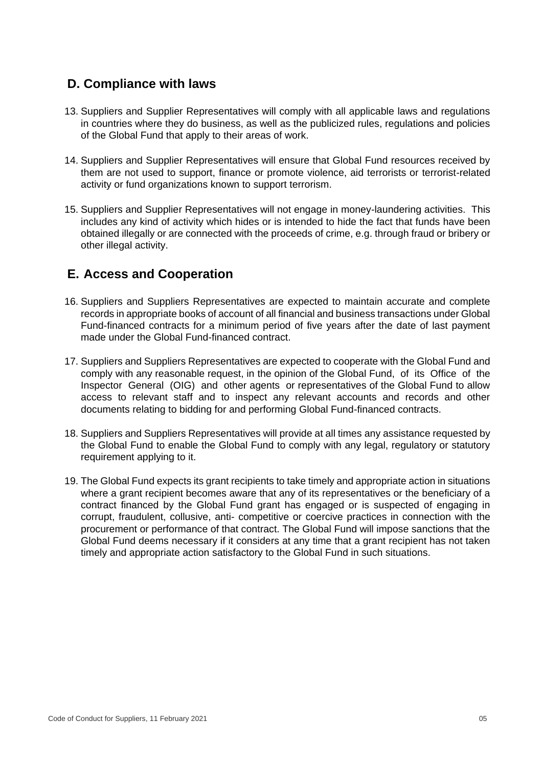## D. Compliance with laws

13. Suppliers and Supplier Representatives will comply with all applicable laws and regulations in countries where they do business, as well as the publicized rules, regulations and policies of the Global Fund that apply to their areas of work.

14. Suppliers and Supplier Representatives will ensure that Global Fund resources received by them are not used to support, finance or promote violence, aid terrorists or terrorist-related activity or fund organizations known to support terrorism.

15. Suppliers and Supplier Representatives will not engage in money-laundering activities. This includes any kind of activity which hides or is intended to hide the fact that funds have been obtained illegally or are connected with the proceeds of crime, e.g. through fraud or bribery or other illegal activity.

## E. Access and Cooperation

16. Suppliers and Suppliers Representatives are expected to maintain accurate and complete records in appropriate books of account of all financial and business transactions under Global Fund-financed contracts for a minimum period of five years after the date of last payment made under the Global Fund-financed contract.

17. Suppliers and Suppliers Representatives are expected to cooperate with the Global Fund and comply with any reasonable request, in the opinion of the Global Fund, of its Office of the Inspector General (OIG) and other agents or representatives of the Global Fund to allow access to relevant staff and to inspect any relevant accounts and records and other documents relating to bidding for and performing Global Fund-financed contracts.

18. Suppliers and Suppliers Representatives will provide at all times any assistance requested by the Global Fund to enable the Global Fund to comply with any legal, regulatory or statutory requirement applying to it.

19. The Global Fund expects its grant recipients to take timely and appropriate action in situations where a grant recipient becomes aware that any of its representatives or the beneficiary of a contract financed by the Global Fund grant has engaged or is suspected of engaging in corrupt, fraudulent, collusive, anti- competitive or coercive practices in connection with the procurement or performance of that contract. The Global Fund will impose sanctions that the Global Fund deems necessary if it considers at any time that a grant recipient has not taken timely and appropriate action satisfactory to the Global Fund in such situations.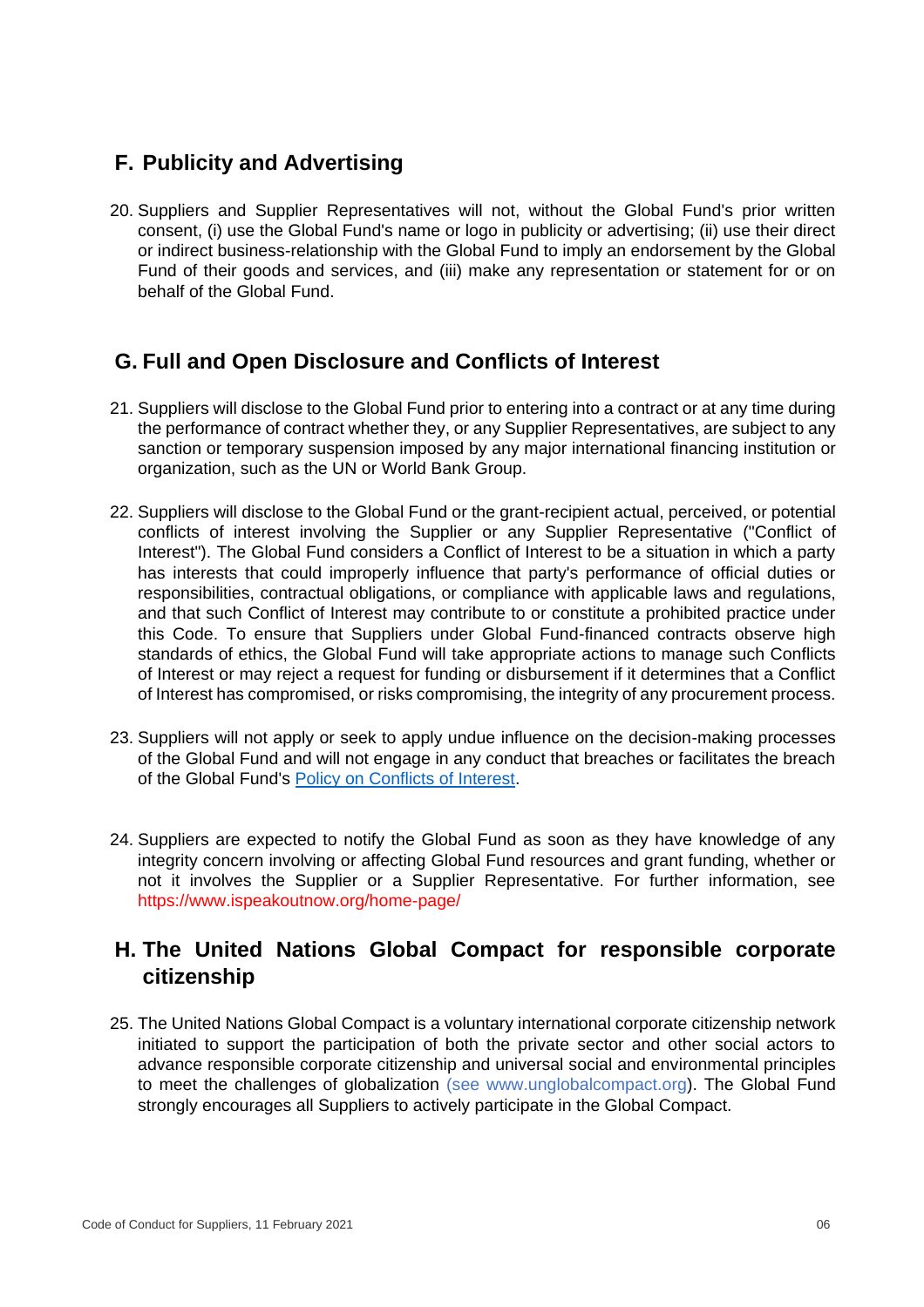## F. Publicity and Advertising

20. Suppliers and Supplier Representatives will not, without the Global Fund's prior written consent, (i) use the Global Fund's name or logo in publicity or advertising; (ii) use their direct or indirect business-relationship with the Global Fund to imply an endorsement by the Global Fund of their goods and services, and (iii) make any representation or statement for or on behalf of the Global Fund.

## G. Full and Open Disclosure and Conflicts of Interest

21. Suppliers will disclose to the Global Fund prior to entering into a contract or at any time during the performance of contract whether they, or any Supplier Representatives, are subject to any sanction or temporary suspension imposed by any major international financing institution or organization, such as the UN or World Bank Group.

22. Suppliers will disclose to the Global Fund or the grant-recipient actual, perceived, or potential conflicts of interest involving the Supplier or any Supplier Representative ("Conflict of Interest"). The Global Fund considers a Conflict of Interest to be a situation in which a party has interests that could improperly influence that party's performance of official duties or responsibilities, contractual obligations, or compliance with applicable laws and regulations, and that such Conflict of Interest may contribute to or constitute a prohibited practice under this Code. To ensure that Suppliers under Global Fund-financed contracts observe high standards of ethics, the Global Fund will take appropriate actions to manage such Conflicts of Interest or may reject a request for funding or disbursement if it determines that a Conflict of Interest has compromised, or risks compromising, the integrity of any procurement process.

23. Suppliers will not apply or seek to apply undue influence on the decision-making processes of the Global Fund and will not engage in any conduct that breaches or facilitates the breach of the Global Fund's Policy on Conflicts of Interest.

24. Suppliers are expected to notify the Global Fund as soon as they have knowledge of any integrity concern involving or affecting Global Fund resources and grant funding, whether or not it involves the Supplier or a Supplier Representative. For further information, see https://www.ispeakoutnow.org/home-page/

## H. The United Nations Global Compact for responsible corporate citizenship

25. The United Nations Global Compact is a voluntary international corporate citizenship network initiated to support the participation of both the private sector and other social actors to advance responsible corporate citizenship and universal social and environmental principles to meet the challenges of globalization (see www.unglobalcompact.org). The Global Fund strongly encourages all Suppliers to actively participate in the Global Compact.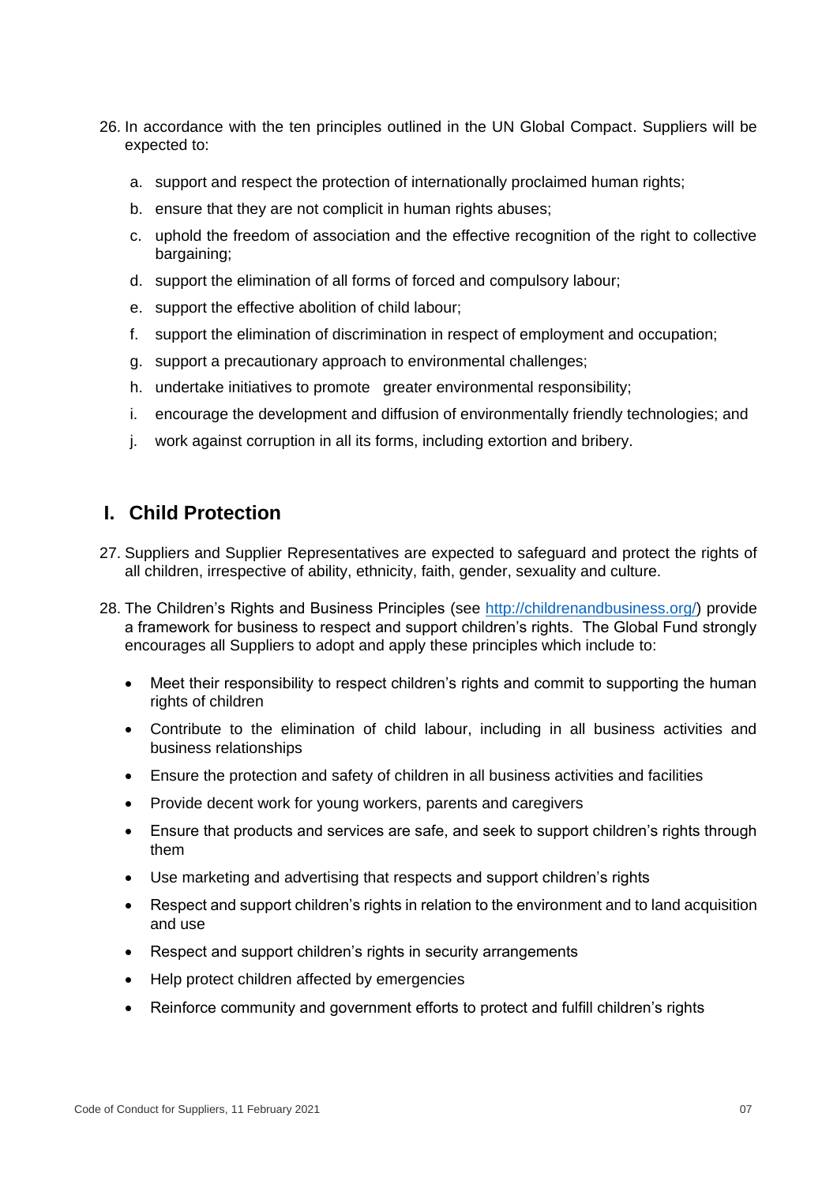26. In accordance with the ten principles outlined in the UN Global Compact. Suppliers will be expected to:

    a. support and respect the protection of internationally proclaimed human rights;

    b. ensure that they are not complicit in human rights abuses;

    c. uphold the freedom of association and the effective recognition of the right to collective bargaining;

    d. support the elimination of all forms of forced and compulsory labour;

    e. support the effective abolition of child labour;

    f. support the elimination of discrimination in respect of employment and occupation;

    g. support a precautionary approach to environmental challenges;

    h. undertake initiatives to promote greater environmental responsibility;

    i. encourage the development and diffusion of environmentally friendly technologies; and

    j. work against corruption in all its forms, including extortion and bribery.

## I. Child Protection

27. Suppliers and Supplier Representatives are expected to safeguard and protect the rights of all children, irrespective of ability, ethnicity, faith, gender, sexuality and culture.

28. The Children's Rights and Business Principles (see http://childrenandbusiness.org/) provide a framework for business to respect and support children's rights. The Global Fund strongly encourages all Suppliers to adopt and apply these principles which include to:

    - Meet their responsibility to respect children's rights and commit to supporting the human rights of children
    - Contribute to the elimination of child labour, including in all business activities and business relationships
    - Ensure the protection and safety of children in all business activities and facilities
    - Provide decent work for young workers, parents and caregivers
    - Ensure that products and services are safe, and seek to support children's rights through them
    - Use marketing and advertising that respects and support children's rights
    - Respect and support children's rights in relation to the environment and to land acquisition and use
    - Respect and support children's rights in security arrangements
    - Help protect children affected by emergencies
    - Reinforce community and government efforts to protect and fulfill children's rights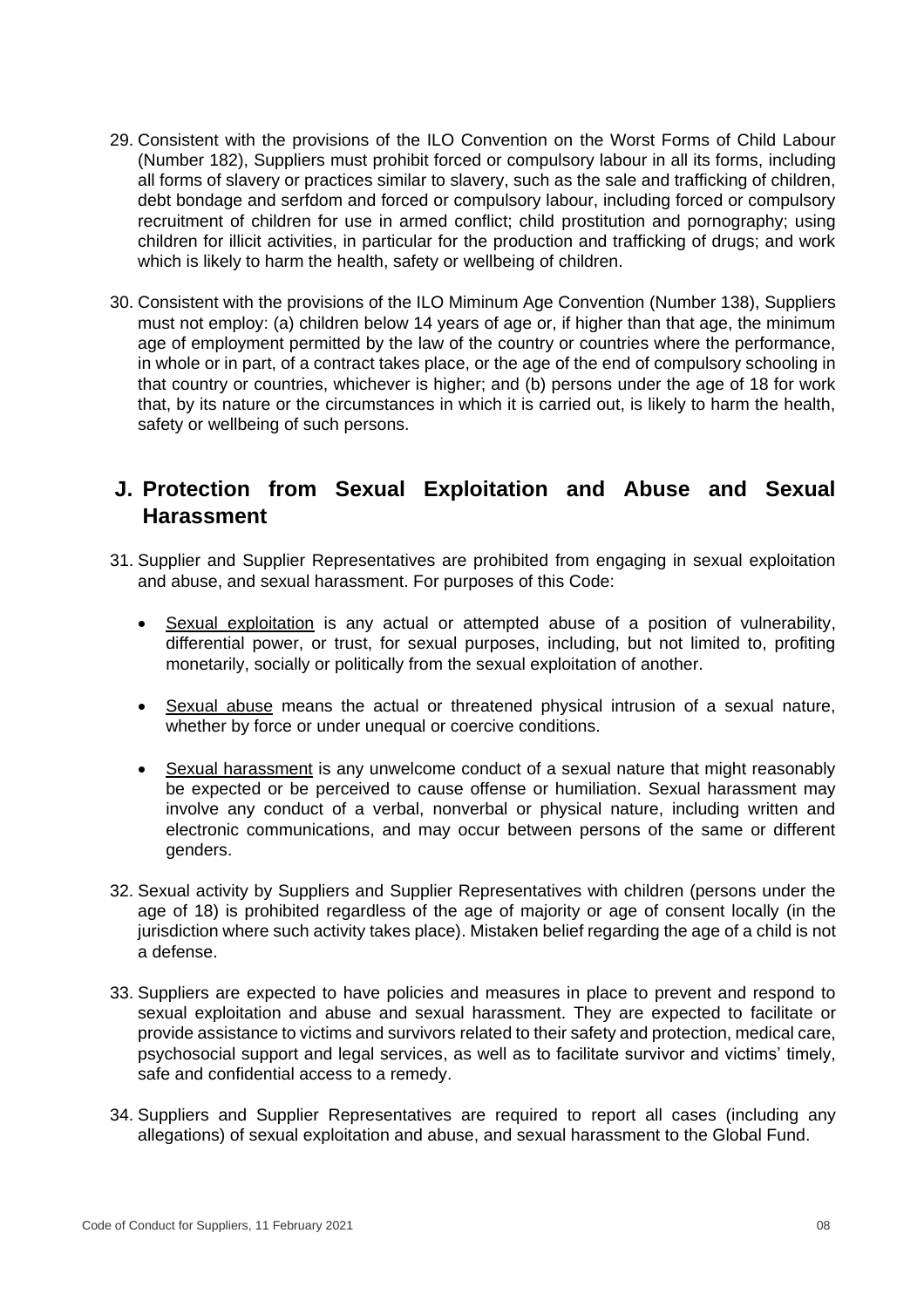29. Consistent with the provisions of the ILO Convention on the Worst Forms of Child Labour (Number 182), Suppliers must prohibit forced or compulsory labour in all its forms, including all forms of slavery or practices similar to slavery, such as the sale and trafficking of children, debt bondage and serfdom and forced or compulsory labour, including forced or compulsory recruitment of children for use in armed conflict; child prostitution and pornography; using children for illicit activities, in particular for the production and trafficking of drugs; and work which is likely to harm the health, safety or wellbeing of children.

30. Consistent with the provisions of the ILO Miminum Age Convention (Number 138), Suppliers must not employ: (a) children below 14 years of age or, if higher than that age, the minimum age of employment permitted by the law of the country or countries where the performance, in whole or in part, of a contract takes place, or the age of the end of compulsory schooling in that country or countries, whichever is higher; and (b) persons under the age of 18 for work that, by its nature or the circumstances in which it is carried out, is likely to harm the health, safety or wellbeing of such persons.

## J. Protection from Sexual Exploitation and Abuse and Sexual Harassment

31. Supplier and Supplier Representatives are prohibited from engaging in sexual exploitation and abuse, and sexual harassment. For purposes of this Code:

    - Sexual exploitation is any actual or attempted abuse of a position of vulnerability, differential power, or trust, for sexual purposes, including, but not limited to, profiting monetarily, socially or politically from the sexual exploitation of another.

    - Sexual abuse means the actual or threatened physical intrusion of a sexual nature, whether by force or under unequal or coercive conditions.

    - Sexual harassment is any unwelcome conduct of a sexual nature that might reasonably be expected or be perceived to cause offense or humiliation. Sexual harassment may involve any conduct of a verbal, nonverbal or physical nature, including written and electronic communications, and may occur between persons of the same or different genders.

32. Sexual activity by Suppliers and Supplier Representatives with children (persons under the age of 18) is prohibited regardless of the age of majority or age of consent locally (in the jurisdiction where such activity takes place). Mistaken belief regarding the age of a child is not a defense.

33. Suppliers are expected to have policies and measures in place to prevent and respond to sexual exploitation and abuse and sexual harassment. They are expected to facilitate or provide assistance to victims and survivors related to their safety and protection, medical care, psychosocial support and legal services, as well as to facilitate survivor and victims' timely, safe and confidential access to a remedy.

34. Suppliers and Supplier Representatives are required to report all cases (including any allegations) of sexual exploitation and abuse, and sexual harassment to the Global Fund.